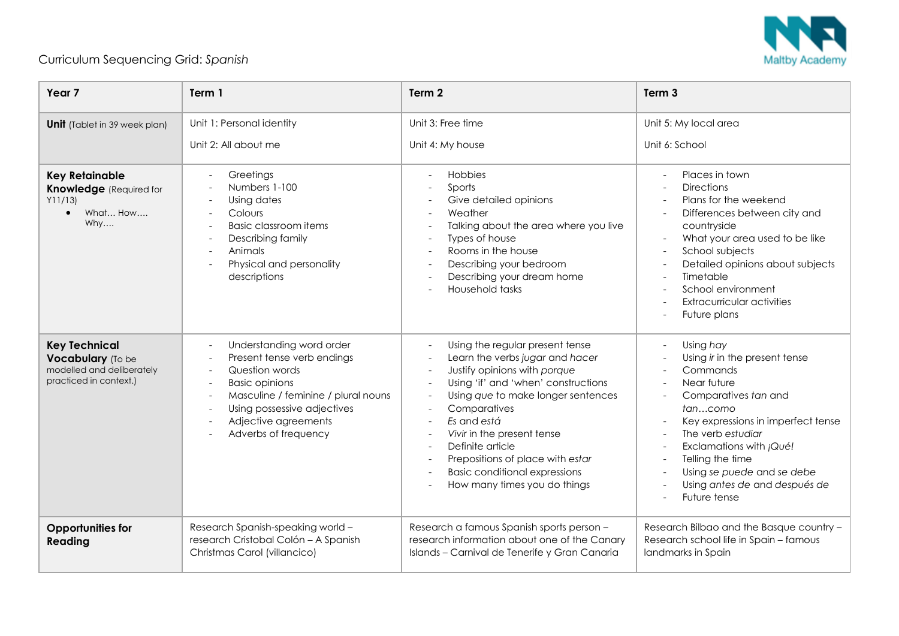Curriculum Sequencing Grid: *Spanish*

| **Year 7** | **Term 1** | **Term 2** | **Term 3** |
|---|---|---|---|
| **Unit** (Tablet in 39 week plan) | Unit 1: Personal identity<br><br>Unit 2: All about me | Unit 3: Free time<br><br>Unit 4: My house | Unit 5: My local area<br><br>Unit 6: School |
| **Key Retainable Knowledge** (Required for Y11/13)<br>• What… How…. Why…. | - Greetings<br>- Numbers 1-100<br>- Using dates<br>- Colours<br>- Basic classroom items<br>- Describing family<br>- Animals<br>- Physical and personality descriptions | - Hobbies<br>- Sports<br>- Give detailed opinions<br>- Weather<br>- Talking about the area where you live<br>- Types of house<br>- Rooms in the house<br>- Describing your bedroom<br>- Describing your dream home<br>- Household tasks | - Places in town<br>- Directions<br>- Plans for the weekend<br>- Differences between city and countryside<br>- What your area used to be like<br>- School subjects<br>- Detailed opinions about subjects<br>- Timetable<br>- School environment<br>- Extracurricular activities<br>- Future plans |
| **Key Technical Vocabulary** (To be modelled and deliberately practiced in context.) | - Understanding word order<br>- Present tense verb endings<br>- Question words<br>- Basic opinions<br>- Masculine / feminine / plural nouns<br>- Using possessive adjectives<br>- Adjective agreements<br>- Adverbs of frequency | - Using the regular present tense<br>- Learn the verbs *jugar* and *hacer*<br>- Justify opinions with *porque*<br>- Using 'if' and 'when' constructions<br>- Using *que* to make longer sentences<br>- Comparatives<br>- *Es* and *está*<br>- *Vivir* in the present tense<br>- Definite article<br>- Prepositions of place with *estar*<br>- Basic conditional expressions<br>- How many times you do things | - Using *hay*<br>- Using *ir* in the present tense<br>- Commands<br>- Near future<br>- Comparatives *tan* and *tan…como*<br>- Key expressions in imperfect tense<br>- The verb *estudiar*<br>- Exclamations with *¡Qué!*<br>- Telling the time<br>- Using *se puede* and *se debe*<br>- Using *antes de* and *después de*<br>- Future tense |
| **Opportunities for Reading** | Research Spanish-speaking world – research Cristobal Colón – A Spanish Christmas Carol (villancico) | Research a famous Spanish sports person – research information about one of the Canary Islands – Carnival de Tenerife y Gran Canaria | Research Bilbao and the Basque country – Research school life in Spain – famous landmarks in Spain |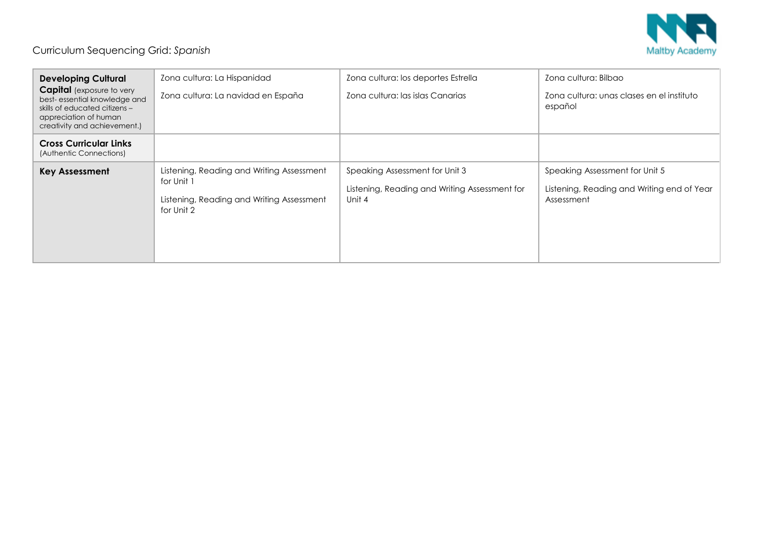Curriculum Sequencing Grid: *Spanish*

| | | | |
|---|---|---|---|
| **Developing Cultural Capital** (exposure to very best- essential knowledge and skills of educated citizens – appreciation of human creativity and achievement.) | Zona cultura: La Hispanidad<br><br>Zona cultura: La navidad en España | Zona cultura: los deportes Estrella<br><br>Zona cultura: las islas Canarias | Zona cultura: Bilbao<br><br>Zona cultura: unas clases en el instituto español |
| **Cross Curricular Links** (Authentic Connections) | | | |
| **Key Assessment** | Listening, Reading and Writing Assessment for Unit 1<br><br>Listening, Reading and Writing Assessment for Unit 2 | Speaking Assessment for Unit 3<br><br>Listening, Reading and Writing Assessment for Unit 4 | Speaking Assessment for Unit 5<br><br>Listening, Reading and Writing end of Year Assessment |